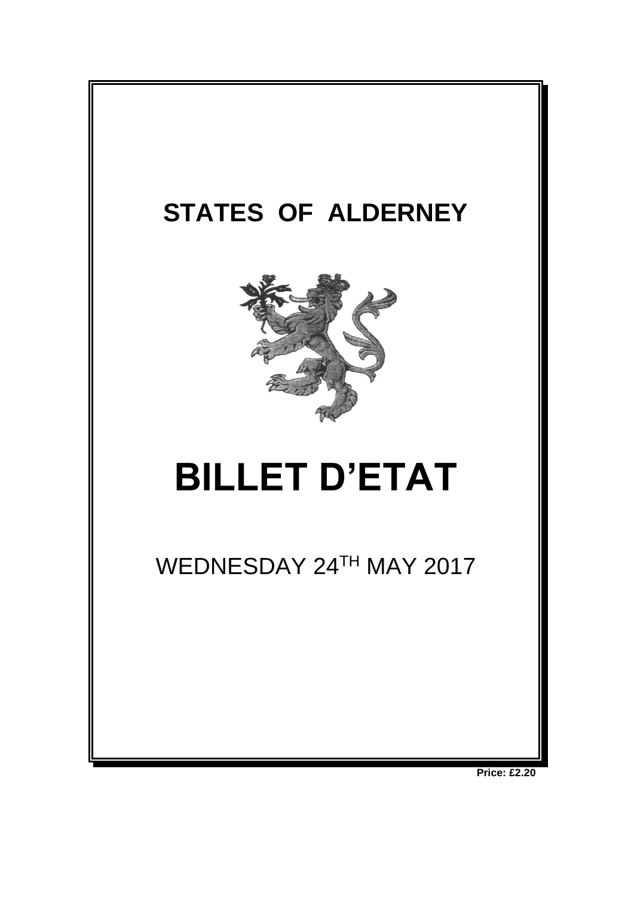# STATES OF ALDERNEY

# BILLET D'ETAT

WEDNESDAY 24TH MAY 2017

**Price: £2.20**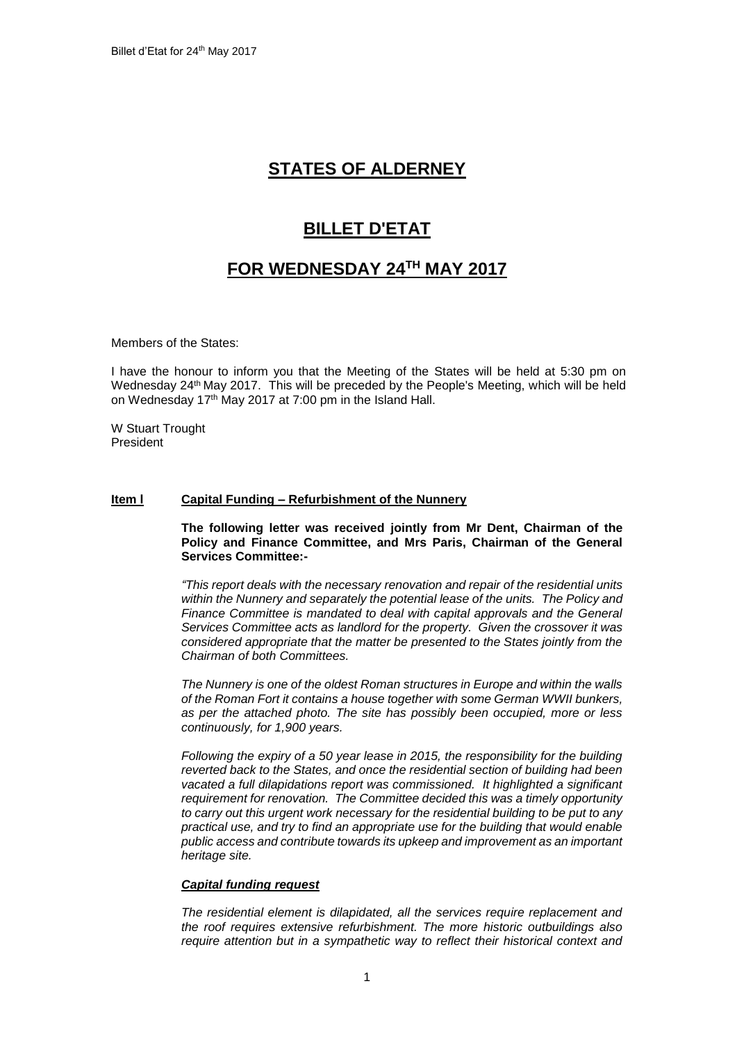# STATES OF ALDERNEY

# BILLET D'ETAT

# FOR WEDNESDAY 24TH MAY 2017

Members of the States:

I have the honour to inform you that the Meeting of the States will be held at 5:30 pm on Wednesday 24th May 2017. This will be preceded by the People's Meeting, which will be held on Wednesday 17th May 2017 at 7:00 pm in the Island Hall.

W Stuart Trought
President

**Item l** **Capital Funding – Refurbishment of the Nunnery**

**The following letter was received jointly from Mr Dent, Chairman of the Policy and Finance Committee, and Mrs Paris, Chairman of the General Services Committee:-**

*"This report deals with the necessary renovation and repair of the residential units within the Nunnery and separately the potential lease of the units. The Policy and Finance Committee is mandated to deal with capital approvals and the General Services Committee acts as landlord for the property. Given the crossover it was considered appropriate that the matter be presented to the States jointly from the Chairman of both Committees.*

*The Nunnery is one of the oldest Roman structures in Europe and within the walls of the Roman Fort it contains a house together with some German WWII bunkers, as per the attached photo. The site has possibly been occupied, more or less continuously, for 1,900 years.*

*Following the expiry of a 50 year lease in 2015, the responsibility for the building reverted back to the States, and once the residential section of building had been vacated a full dilapidations report was commissioned. It highlighted a significant requirement for renovation. The Committee decided this was a timely opportunity to carry out this urgent work necessary for the residential building to be put to any practical use, and try to find an appropriate use for the building that would enable public access and contribute towards its upkeep and improvement as an important heritage site.*

***Capital funding request***

*The residential element is dilapidated, all the services require replacement and the roof requires extensive refurbishment. The more historic outbuildings also require attention but in a sympathetic way to reflect their historical context and*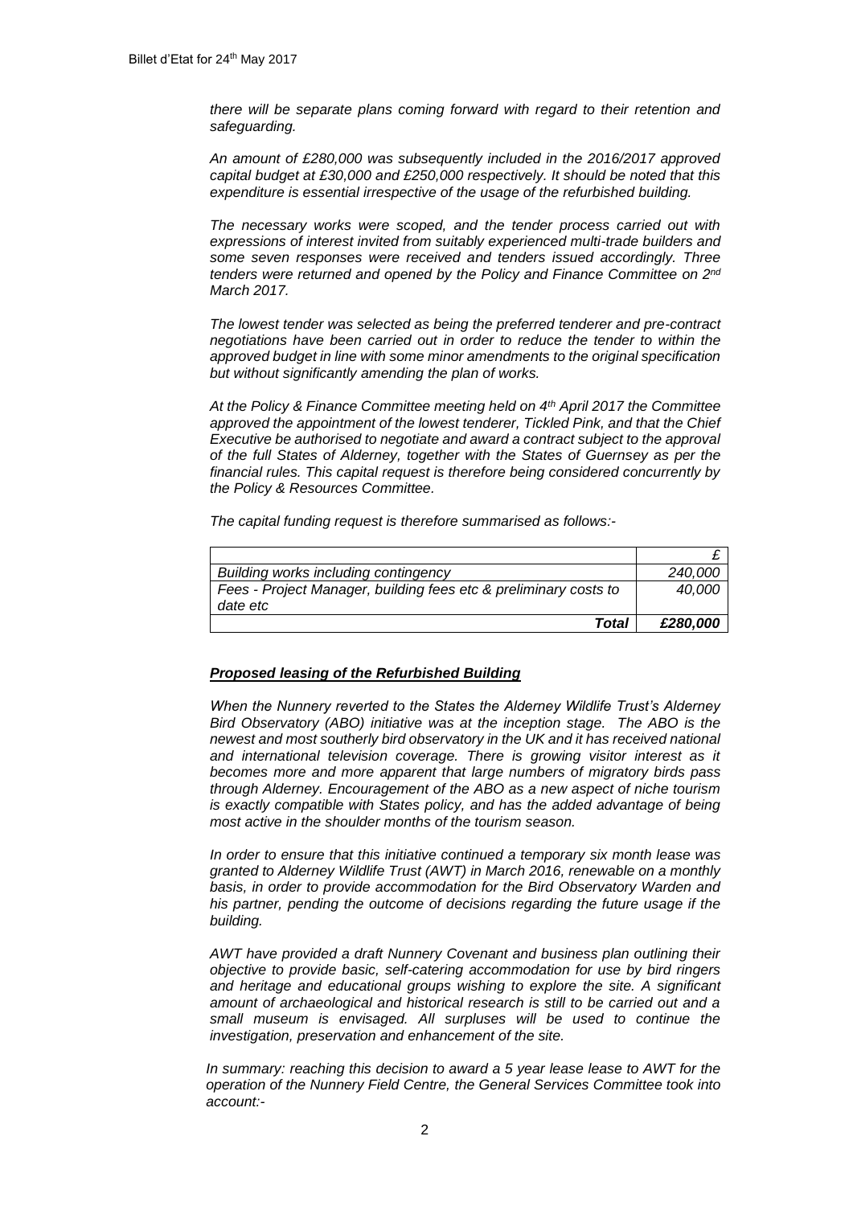*there will be separate plans coming forward with regard to their retention and safeguarding.*

*An amount of £280,000 was subsequently included in the 2016/2017 approved capital budget at £30,000 and £250,000 respectively. It should be noted that this expenditure is essential irrespective of the usage of the refurbished building.*

*The necessary works were scoped, and the tender process carried out with expressions of interest invited from suitably experienced multi-trade builders and some seven responses were received and tenders issued accordingly. Three tenders were returned and opened by the Policy and Finance Committee on 2nd March 2017.*

*The lowest tender was selected as being the preferred tenderer and pre-contract negotiations have been carried out in order to reduce the tender to within the approved budget in line with some minor amendments to the original specification but without significantly amending the plan of works.*

*At the Policy & Finance Committee meeting held on 4th April 2017 the Committee approved the appointment of the lowest tenderer, Tickled Pink, and that the Chief Executive be authorised to negotiate and award a contract subject to the approval of the full States of Alderney, together with the States of Guernsey as per the financial rules. This capital request is therefore being considered concurrently by the Policy & Resources Committee.*

*The capital funding request is therefore summarised as follows:-*

| | *£* |
|---|---|
| *Building works including contingency* | *240,000* |
| *Fees - Project Manager, building fees etc & preliminary costs to date etc* | *40,000* |
| ***Total*** | ***£280,000*** |

***Proposed leasing of the Refurbished Building***

*When the Nunnery reverted to the States the Alderney Wildlife Trust's Alderney Bird Observatory (ABO) initiative was at the inception stage. The ABO is the newest and most southerly bird observatory in the UK and it has received national and international television coverage. There is growing visitor interest as it becomes more and more apparent that large numbers of migratory birds pass through Alderney. Encouragement of the ABO as a new aspect of niche tourism is exactly compatible with States policy, and has the added advantage of being most active in the shoulder months of the tourism season.*

*In order to ensure that this initiative continued a temporary six month lease was granted to Alderney Wildlife Trust (AWT) in March 2016, renewable on a monthly basis, in order to provide accommodation for the Bird Observatory Warden and his partner, pending the outcome of decisions regarding the future usage if the building.*

*AWT have provided a draft Nunnery Covenant and business plan outlining their objective to provide basic, self-catering accommodation for use by bird ringers and heritage and educational groups wishing to explore the site. A significant amount of archaeological and historical research is still to be carried out and a small museum is envisaged. All surpluses will be used to continue the investigation, preservation and enhancement of the site.*

*In summary: reaching this decision to award a 5 year lease lease to AWT for the operation of the Nunnery Field Centre, the General Services Committee took into account:-*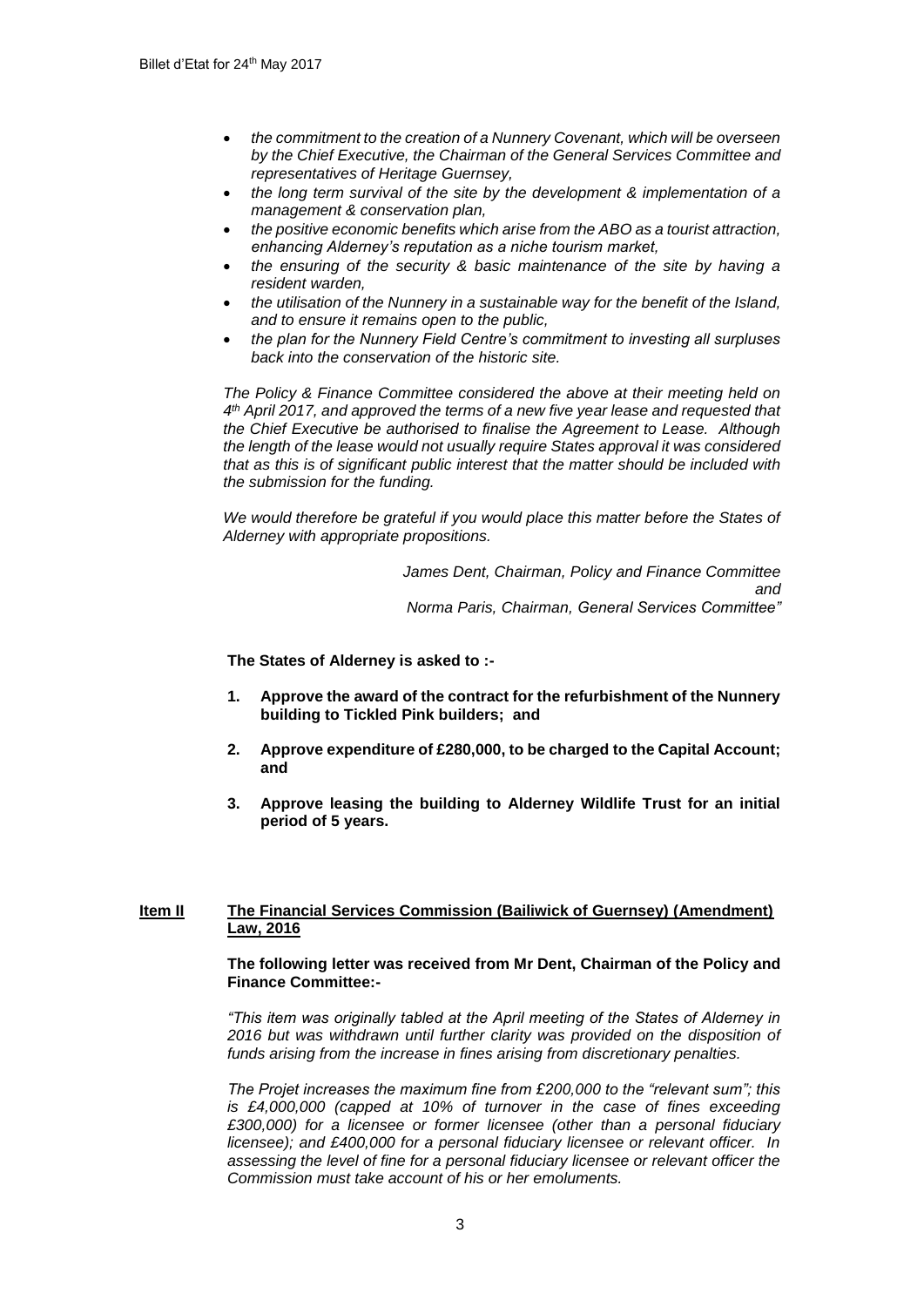- *the commitment to the creation of a Nunnery Covenant, which will be overseen by the Chief Executive, the Chairman of the General Services Committee and representatives of Heritage Guernsey,*
- *the long term survival of the site by the development & implementation of a management & conservation plan,*
- *the positive economic benefits which arise from the ABO as a tourist attraction, enhancing Alderney's reputation as a niche tourism market,*
- *the ensuring of the security & basic maintenance of the site by having a resident warden,*
- *the utilisation of the Nunnery in a sustainable way for the benefit of the Island, and to ensure it remains open to the public,*
- *the plan for the Nunnery Field Centre's commitment to investing all surpluses back into the conservation of the historic site.*

*The Policy & Finance Committee considered the above at their meeting held on 4th April 2017, and approved the terms of a new five year lease and requested that the Chief Executive be authorised to finalise the Agreement to Lease. Although the length of the lease would not usually require States approval it was considered that as this is of significant public interest that the matter should be included with the submission for the funding.*

*We would therefore be grateful if you would place this matter before the States of Alderney with appropriate propositions.*

*James Dent, Chairman, Policy and Finance Committee*
*and*
*Norma Paris, Chairman, General Services Committee"*

**The States of Alderney is asked to :-**

1. **Approve the award of the contract for the refurbishment of the Nunnery building to Tickled Pink builders; and**
2. **Approve expenditure of £280,000, to be charged to the Capital Account; and**
3. **Approve leasing the building to Alderney Wildlife Trust for an initial period of 5 years.**

## Item II The Financial Services Commission (Bailiwick of Guernsey) (Amendment) Law, 2016

**The following letter was received from Mr Dent, Chairman of the Policy and Finance Committee:-**

*"This item was originally tabled at the April meeting of the States of Alderney in 2016 but was withdrawn until further clarity was provided on the disposition of funds arising from the increase in fines arising from discretionary penalties.*

*The Projet increases the maximum fine from £200,000 to the "relevant sum"; this is £4,000,000 (capped at 10% of turnover in the case of fines exceeding £300,000) for a licensee or former licensee (other than a personal fiduciary licensee); and £400,000 for a personal fiduciary licensee or relevant officer. In assessing the level of fine for a personal fiduciary licensee or relevant officer the Commission must take account of his or her emoluments.*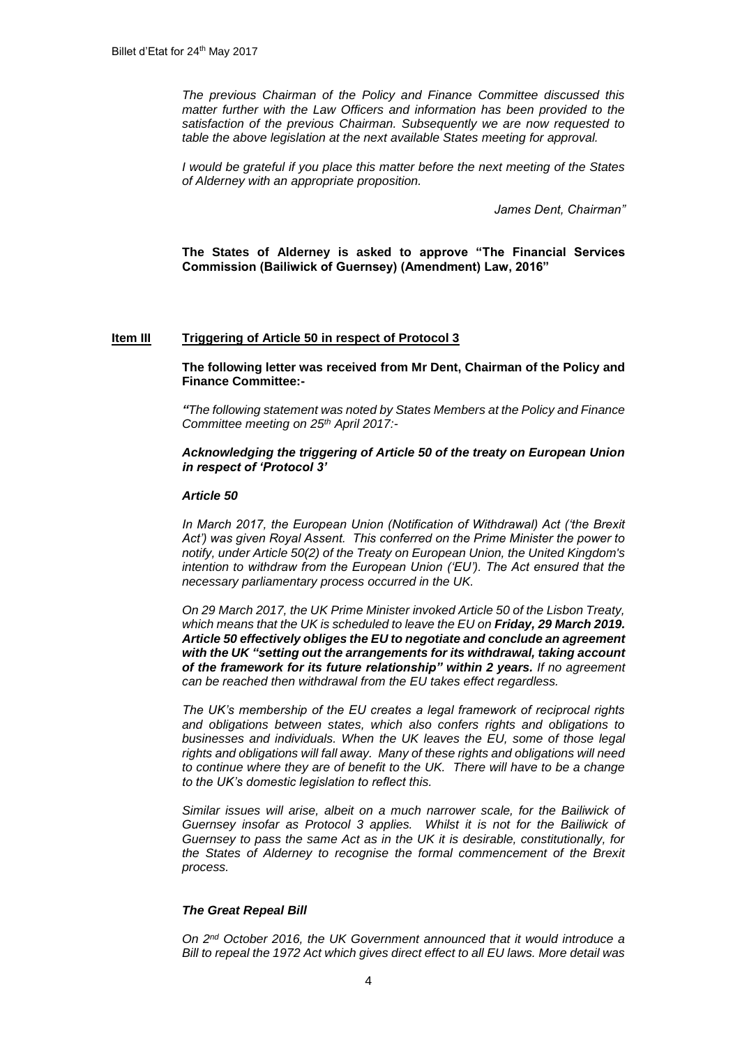*The previous Chairman of the Policy and Finance Committee discussed this matter further with the Law Officers and information has been provided to the satisfaction of the previous Chairman. Subsequently we are now requested to table the above legislation at the next available States meeting for approval.*

*I would be grateful if you place this matter before the next meeting of the States of Alderney with an appropriate proposition.*

*James Dent, Chairman"*

**The States of Alderney is asked to approve "The Financial Services Commission (Bailiwick of Guernsey) (Amendment) Law, 2016"**

## Item III Triggering of Article 50 in respect of Protocol 3

**The following letter was received from Mr Dent, Chairman of the Policy and Finance Committee:-**

***"****The following statement was noted by States Members at the Policy and Finance Committee meeting on 25th April 2017:-*

***Acknowledging the triggering of Article 50 of the treaty on European Union in respect of 'Protocol 3'***

***Article 50***

*In March 2017, the European Union (Notification of Withdrawal) Act ('the Brexit Act') was given Royal Assent. This conferred on the Prime Minister the power to notify, under Article 50(2) of the Treaty on European Union, the United Kingdom's intention to withdraw from the European Union ('EU'). The Act ensured that the necessary parliamentary process occurred in the UK.*

*On 29 March 2017, the UK Prime Minister invoked Article 50 of the Lisbon Treaty, which means that the UK is scheduled to leave the EU on* ***Friday, 29 March 2019. Article 50 effectively obliges the EU to negotiate and conclude an agreement with the UK "setting out the arrangements for its withdrawal, taking account of the framework for its future relationship" within 2 years.*** *If no agreement can be reached then withdrawal from the EU takes effect regardless.*

*The UK's membership of the EU creates a legal framework of reciprocal rights and obligations between states, which also confers rights and obligations to businesses and individuals. When the UK leaves the EU, some of those legal rights and obligations will fall away. Many of these rights and obligations will need to continue where they are of benefit to the UK. There will have to be a change to the UK's domestic legislation to reflect this.*

*Similar issues will arise, albeit on a much narrower scale, for the Bailiwick of Guernsey insofar as Protocol 3 applies. Whilst it is not for the Bailiwick of Guernsey to pass the same Act as in the UK it is desirable, constitutionally, for the States of Alderney to recognise the formal commencement of the Brexit process.*

***The Great Repeal Bill***

*On 2nd October 2016, the UK Government announced that it would introduce a Bill to repeal the 1972 Act which gives direct effect to all EU laws. More detail was*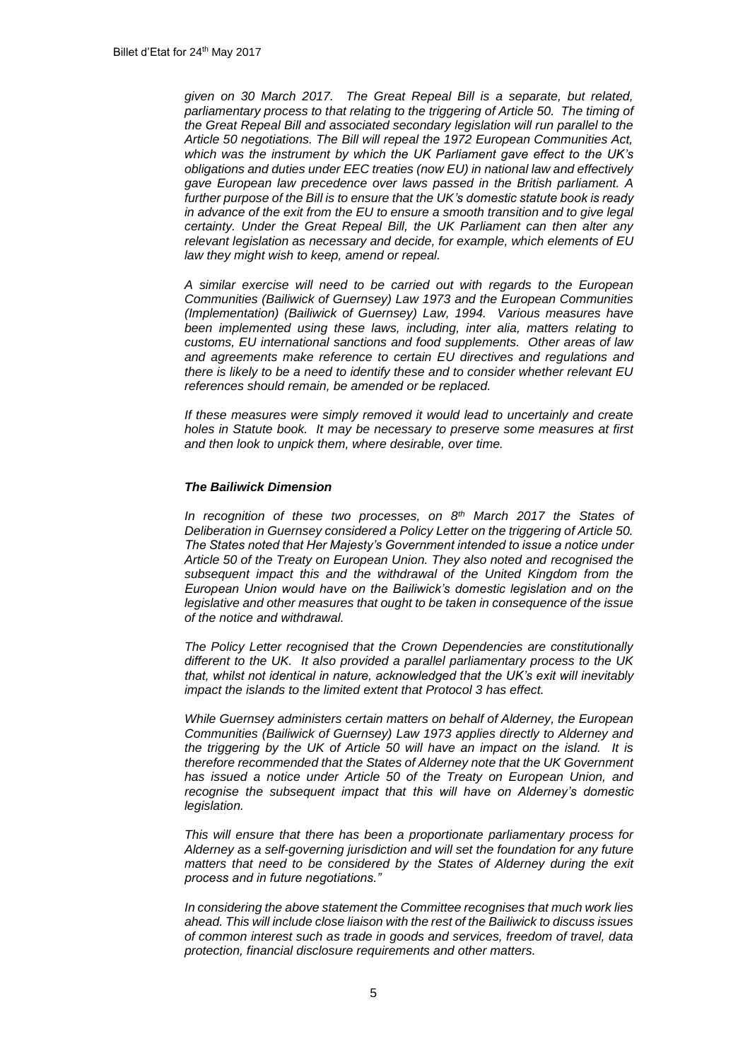*given on 30 March 2017. The Great Repeal Bill is a separate, but related, parliamentary process to that relating to the triggering of Article 50. The timing of the Great Repeal Bill and associated secondary legislation will run parallel to the Article 50 negotiations. The Bill will repeal the 1972 European Communities Act, which was the instrument by which the UK Parliament gave effect to the UK's obligations and duties under EEC treaties (now EU) in national law and effectively gave European law precedence over laws passed in the British parliament. A further purpose of the Bill is to ensure that the UK's domestic statute book is ready in advance of the exit from the EU to ensure a smooth transition and to give legal certainty. Under the Great Repeal Bill, the UK Parliament can then alter any relevant legislation as necessary and decide, for example, which elements of EU law they might wish to keep, amend or repeal.*

*A similar exercise will need to be carried out with regards to the European Communities (Bailiwick of Guernsey) Law 1973 and the European Communities (Implementation) (Bailiwick of Guernsey) Law, 1994. Various measures have been implemented using these laws, including, inter alia, matters relating to customs, EU international sanctions and food supplements. Other areas of law and agreements make reference to certain EU directives and regulations and there is likely to be a need to identify these and to consider whether relevant EU references should remain, be amended or be replaced.*

*If these measures were simply removed it would lead to uncertainly and create holes in Statute book. It may be necessary to preserve some measures at first and then look to unpick them, where desirable, over time.*

***The Bailiwick Dimension***

*In recognition of these two processes, on 8th March 2017 the States of Deliberation in Guernsey considered a Policy Letter on the triggering of Article 50. The States noted that Her Majesty's Government intended to issue a notice under Article 50 of the Treaty on European Union. They also noted and recognised the subsequent impact this and the withdrawal of the United Kingdom from the European Union would have on the Bailiwick's domestic legislation and on the legislative and other measures that ought to be taken in consequence of the issue of the notice and withdrawal.*

*The Policy Letter recognised that the Crown Dependencies are constitutionally different to the UK. It also provided a parallel parliamentary process to the UK that, whilst not identical in nature, acknowledged that the UK's exit will inevitably impact the islands to the limited extent that Protocol 3 has effect.*

*While Guernsey administers certain matters on behalf of Alderney, the European Communities (Bailiwick of Guernsey) Law 1973 applies directly to Alderney and the triggering by the UK of Article 50 will have an impact on the island. It is therefore recommended that the States of Alderney note that the UK Government has issued a notice under Article 50 of the Treaty on European Union, and recognise the subsequent impact that this will have on Alderney's domestic legislation.*

*This will ensure that there has been a proportionate parliamentary process for Alderney as a self-governing jurisdiction and will set the foundation for any future matters that need to be considered by the States of Alderney during the exit process and in future negotiations."*

*In considering the above statement the Committee recognises that much work lies ahead. This will include close liaison with the rest of the Bailiwick to discuss issues of common interest such as trade in goods and services, freedom of travel, data protection, financial disclosure requirements and other matters.*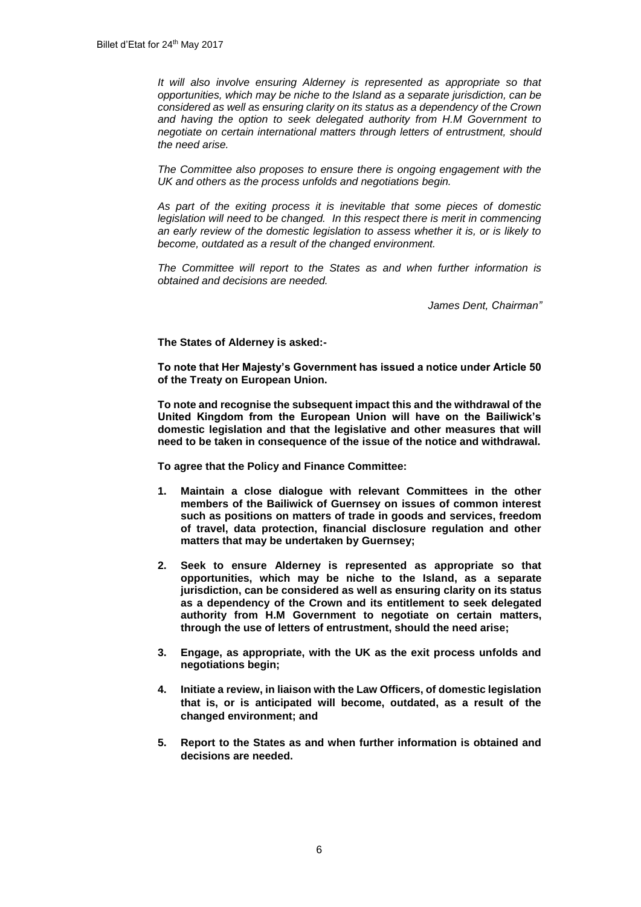*It will also involve ensuring Alderney is represented as appropriate so that opportunities, which may be niche to the Island as a separate jurisdiction, can be considered as well as ensuring clarity on its status as a dependency of the Crown and having the option to seek delegated authority from H.M Government to negotiate on certain international matters through letters of entrustment, should the need arise.*

*The Committee also proposes to ensure there is ongoing engagement with the UK and others as the process unfolds and negotiations begin.*

*As part of the exiting process it is inevitable that some pieces of domestic legislation will need to be changed. In this respect there is merit in commencing an early review of the domestic legislation to assess whether it is, or is likely to become, outdated as a result of the changed environment.*

*The Committee will report to the States as and when further information is obtained and decisions are needed.*

*James Dent, Chairman"*

**The States of Alderney is asked:-**

**To note that Her Majesty's Government has issued a notice under Article 50 of the Treaty on European Union.**

**To note and recognise the subsequent impact this and the withdrawal of the United Kingdom from the European Union will have on the Bailiwick's domestic legislation and that the legislative and other measures that will need to be taken in consequence of the issue of the notice and withdrawal.**

**To agree that the Policy and Finance Committee:**

1. **Maintain a close dialogue with relevant Committees in the other members of the Bailiwick of Guernsey on issues of common interest such as positions on matters of trade in goods and services, freedom of travel, data protection, financial disclosure regulation and other matters that may be undertaken by Guernsey;**

2. **Seek to ensure Alderney is represented as appropriate so that opportunities, which may be niche to the Island, as a separate jurisdiction, can be considered as well as ensuring clarity on its status as a dependency of the Crown and its entitlement to seek delegated authority from H.M Government to negotiate on certain matters, through the use of letters of entrustment, should the need arise;**

3. **Engage, as appropriate, with the UK as the exit process unfolds and negotiations begin;**

4. **Initiate a review, in liaison with the Law Officers, of domestic legislation that is, or is anticipated will become, outdated, as a result of the changed environment; and**

5. **Report to the States as and when further information is obtained and decisions are needed.**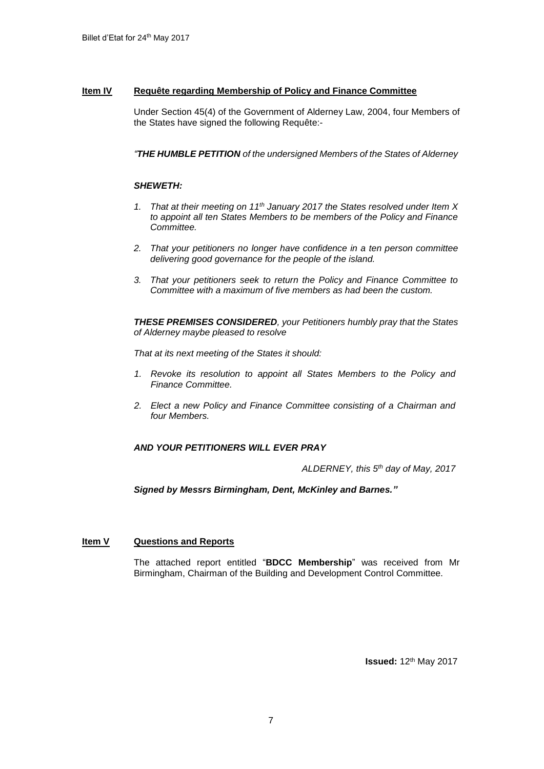**Item IV** **Requête regarding Membership of Policy and Finance Committee**

Under Section 45(4) of the Government of Alderney Law, 2004, four Members of the States have signed the following Requête:-

*"**THE HUMBLE PETITION** of the undersigned Members of the States of Alderney*

***SHEWETH:***

1. *That at their meeting on 11th January 2017 the States resolved under Item X to appoint all ten States Members to be members of the Policy and Finance Committee.*
2. *That your petitioners no longer have confidence in a ten person committee delivering good governance for the people of the island.*
3. *That your petitioners seek to return the Policy and Finance Committee to Committee with a maximum of five members as had been the custom.*

***THESE PREMISES CONSIDERED**, your Petitioners humbly pray that the States of Alderney maybe pleased to resolve*

*That at its next meeting of the States it should:*

1. *Revoke its resolution to appoint all States Members to the Policy and Finance Committee.*
2. *Elect a new Policy and Finance Committee consisting of a Chairman and four Members.*

***AND YOUR PETITIONERS WILL EVER PRAY***

*ALDERNEY, this 5th day of May, 2017*

***Signed by Messrs Birmingham, Dent, McKinley and Barnes."***

**Item V** **Questions and Reports**

The attached report entitled "**BDCC Membership**" was received from Mr Birmingham, Chairman of the Building and Development Control Committee.

**Issued:** 12th May 2017